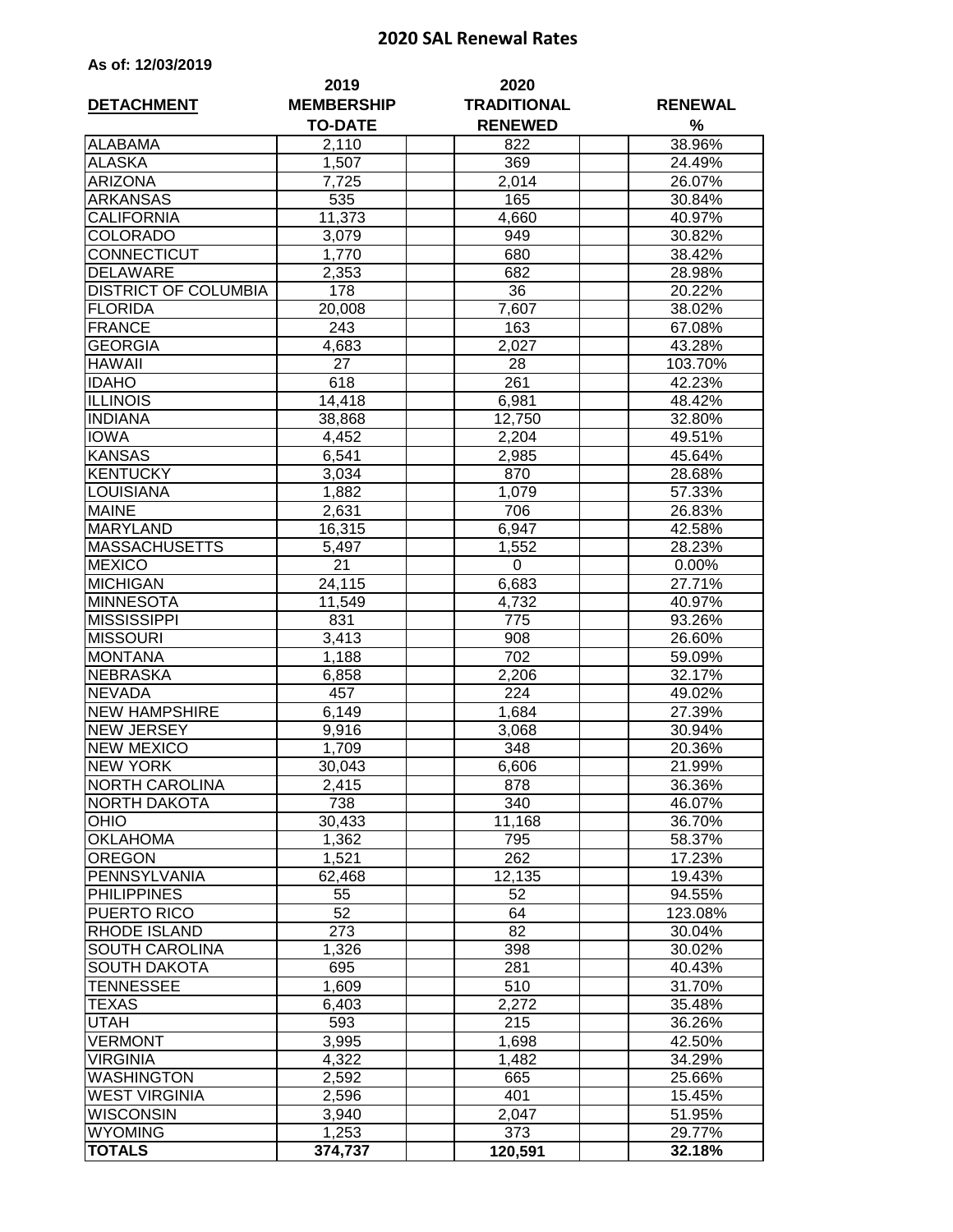## 2020 SAL Renewal Rates

**As of: 12/03/2019**

| DETACHMENT | 2019 MEMBERSHIP TO-DATE | 2020 TRADITIONAL RENEWED | RENEWAL % |
|---|---|---|---|
| ALABAMA | 2,110 | 822 | 38.96% |
| ALASKA | 1,507 | 369 | 24.49% |
| ARIZONA | 7,725 | 2,014 | 26.07% |
| ARKANSAS | 535 | 165 | 30.84% |
| CALIFORNIA | 11,373 | 4,660 | 40.97% |
| COLORADO | 3,079 | 949 | 30.82% |
| CONNECTICUT | 1,770 | 680 | 38.42% |
| DELAWARE | 2,353 | 682 | 28.98% |
| DISTRICT OF COLUMBIA | 178 | 36 | 20.22% |
| FLORIDA | 20,008 | 7,607 | 38.02% |
| FRANCE | 243 | 163 | 67.08% |
| GEORGIA | 4,683 | 2,027 | 43.28% |
| HAWAII | 27 | 28 | 103.70% |
| IDAHO | 618 | 261 | 42.23% |
| ILLINOIS | 14,418 | 6,981 | 48.42% |
| INDIANA | 38,868 | 12,750 | 32.80% |
| IOWA | 4,452 | 2,204 | 49.51% |
| KANSAS | 6,541 | 2,985 | 45.64% |
| KENTUCKY | 3,034 | 870 | 28.68% |
| LOUISIANA | 1,882 | 1,079 | 57.33% |
| MAINE | 2,631 | 706 | 26.83% |
| MARYLAND | 16,315 | 6,947 | 42.58% |
| MASSACHUSETTS | 5,497 | 1,552 | 28.23% |
| MEXICO | 21 | 0 | 0.00% |
| MICHIGAN | 24,115 | 6,683 | 27.71% |
| MINNESOTA | 11,549 | 4,732 | 40.97% |
| MISSISSIPPI | 831 | 775 | 93.26% |
| MISSOURI | 3,413 | 908 | 26.60% |
| MONTANA | 1,188 | 702 | 59.09% |
| NEBRASKA | 6,858 | 2,206 | 32.17% |
| NEVADA | 457 | 224 | 49.02% |
| NEW HAMPSHIRE | 6,149 | 1,684 | 27.39% |
| NEW JERSEY | 9,916 | 3,068 | 30.94% |
| NEW MEXICO | 1,709 | 348 | 20.36% |
| NEW YORK | 30,043 | 6,606 | 21.99% |
| NORTH CAROLINA | 2,415 | 878 | 36.36% |
| NORTH DAKOTA | 738 | 340 | 46.07% |
| OHIO | 30,433 | 11,168 | 36.70% |
| OKLAHOMA | 1,362 | 795 | 58.37% |
| OREGON | 1,521 | 262 | 17.23% |
| PENNSYLVANIA | 62,468 | 12,135 | 19.43% |
| PHILIPPINES | 55 | 52 | 94.55% |
| PUERTO RICO | 52 | 64 | 123.08% |
| RHODE ISLAND | 273 | 82 | 30.04% |
| SOUTH CAROLINA | 1,326 | 398 | 30.02% |
| SOUTH DAKOTA | 695 | 281 | 40.43% |
| TENNESSEE | 1,609 | 510 | 31.70% |
| TEXAS | 6,403 | 2,272 | 35.48% |
| UTAH | 593 | 215 | 36.26% |
| VERMONT | 3,995 | 1,698 | 42.50% |
| VIRGINIA | 4,322 | 1,482 | 34.29% |
| WASHINGTON | 2,592 | 665 | 25.66% |
| WEST VIRGINIA | 2,596 | 401 | 15.45% |
| WISCONSIN | 3,940 | 2,047 | 51.95% |
| WYOMING | 1,253 | 373 | 29.77% |
| **TOTALS** | **374,737** | **120,591** | **32.18%** |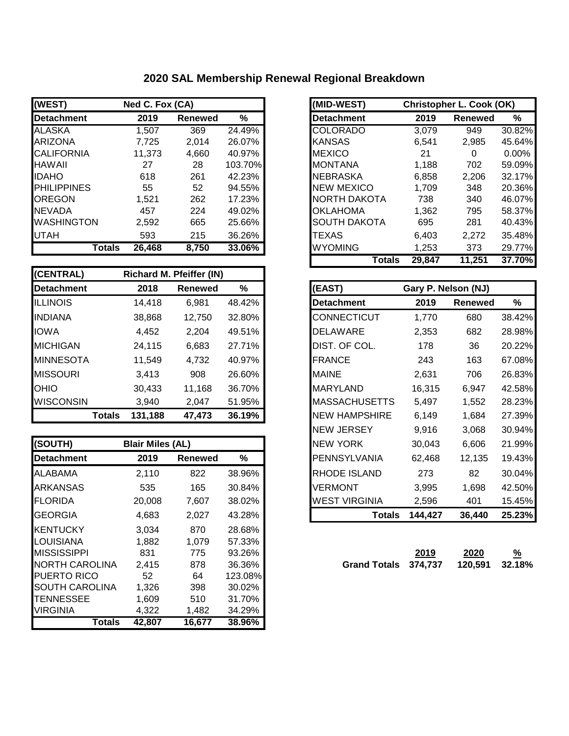# 2020 SAL Membership Renewal Regional Breakdown

| (WEST) | Ned C. Fox (CA) | | |
|---|---|---|---|
| **Detachment** | **2019** | **Renewed** | **%** |
| ALASKA | 1,507 | 369 | 24.49% |
| ARIZONA | 7,725 | 2,014 | 26.07% |
| CALIFORNIA | 11,373 | 4,660 | 40.97% |
| HAWAII | 27 | 28 | 103.70% |
| IDAHO | 618 | 261 | 42.23% |
| PHILIPPINES | 55 | 52 | 94.55% |
| OREGON | 1,521 | 262 | 17.23% |
| NEVADA | 457 | 224 | 49.02% |
| WASHINGTON | 2,592 | 665 | 25.66% |
| UTAH | 593 | 215 | 36.26% |
| **Totals** | **26,468** | **8,750** | **33.06%** |

| (CENTRAL) | Richard M. Pfeiffer (IN) | | |
|---|---|---|---|
| **Detachment** | **2018** | **Renewed** | **%** |
| ILLINOIS | 14,418 | 6,981 | 48.42% |
| INDIANA | 38,868 | 12,750 | 32.80% |
| IOWA | 4,452 | 2,204 | 49.51% |
| MICHIGAN | 24,115 | 6,683 | 27.71% |
| MINNESOTA | 11,549 | 4,732 | 40.97% |
| MISSOURI | 3,413 | 908 | 26.60% |
| OHIO | 30,433 | 11,168 | 36.70% |
| WISCONSIN | 3,940 | 2,047 | 51.95% |
| **Totals** | **131,188** | **47,473** | **36.19%** |

| (SOUTH) | Blair Miles (AL) | | |
|---|---|---|---|
| **Detachment** | **2019** | **Renewed** | **%** |
| ALABAMA | 2,110 | 822 | 38.96% |
| ARKANSAS | 535 | 165 | 30.84% |
| FLORIDA | 20,008 | 7,607 | 38.02% |
| GEORGIA | 4,683 | 2,027 | 43.28% |
| KENTUCKY | 3,034 | 870 | 28.68% |
| LOUISIANA | 1,882 | 1,079 | 57.33% |
| MISSISSIPPI | 831 | 775 | 93.26% |
| NORTH CAROLINA | 2,415 | 878 | 36.36% |
| PUERTO RICO | 52 | 64 | 123.08% |
| SOUTH CAROLINA | 1,326 | 398 | 30.02% |
| TENNESSEE | 1,609 | 510 | 31.70% |
| VIRGINIA | 4,322 | 1,482 | 34.29% |
| **Totals** | **42,807** | **16,677** | **38.96%** |

| (MID-WEST) | Christopher L. Cook (OK) | | |
|---|---|---|---|
| **Detachment** | **2019** | **Renewed** | **%** |
| COLORADO | 3,079 | 949 | 30.82% |
| KANSAS | 6,541 | 2,985 | 45.64% |
| MEXICO | 21 | 0 | 0.00% |
| MONTANA | 1,188 | 702 | 59.09% |
| NEBRASKA | 6,858 | 2,206 | 32.17% |
| NEW MEXICO | 1,709 | 348 | 20.36% |
| NORTH DAKOTA | 738 | 340 | 46.07% |
| OKLAHOMA | 1,362 | 795 | 58.37% |
| SOUTH DAKOTA | 695 | 281 | 40.43% |
| TEXAS | 6,403 | 2,272 | 35.48% |
| WYOMING | 1,253 | 373 | 29.77% |
| **Totals** | **29,847** | **11,251** | **37.70%** |

| (EAST) | Gary P. Nelson (NJ) | | |
|---|---|---|---|
| **Detachment** | **2019** | **Renewed** | **%** |
| CONNECTICUT | 1,770 | 680 | 38.42% |
| DELAWARE | 2,353 | 682 | 28.98% |
| DIST. OF COL. | 178 | 36 | 20.22% |
| FRANCE | 243 | 163 | 67.08% |
| MAINE | 2,631 | 706 | 26.83% |
| MARYLAND | 16,315 | 6,947 | 42.58% |
| MASSACHUSETTS | 5,497 | 1,552 | 28.23% |
| NEW HAMPSHIRE | 6,149 | 1,684 | 27.39% |
| NEW JERSEY | 9,916 | 3,068 | 30.94% |
| NEW YORK | 30,043 | 6,606 | 21.99% |
| PENNSYLVANIA | 62,468 | 12,135 | 19.43% |
| RHODE ISLAND | 273 | 82 | 30.04% |
| VERMONT | 3,995 | 1,698 | 42.50% |
| WEST VIRGINIA | 2,596 | 401 | 15.45% |
| **Totals** | **144,427** | **36,440** | **25.23%** |

| | 2019 | 2020 | % |
|---|---|---|---|
| **Grand Totals** | **374,737** | **120,591** | **32.18%** |